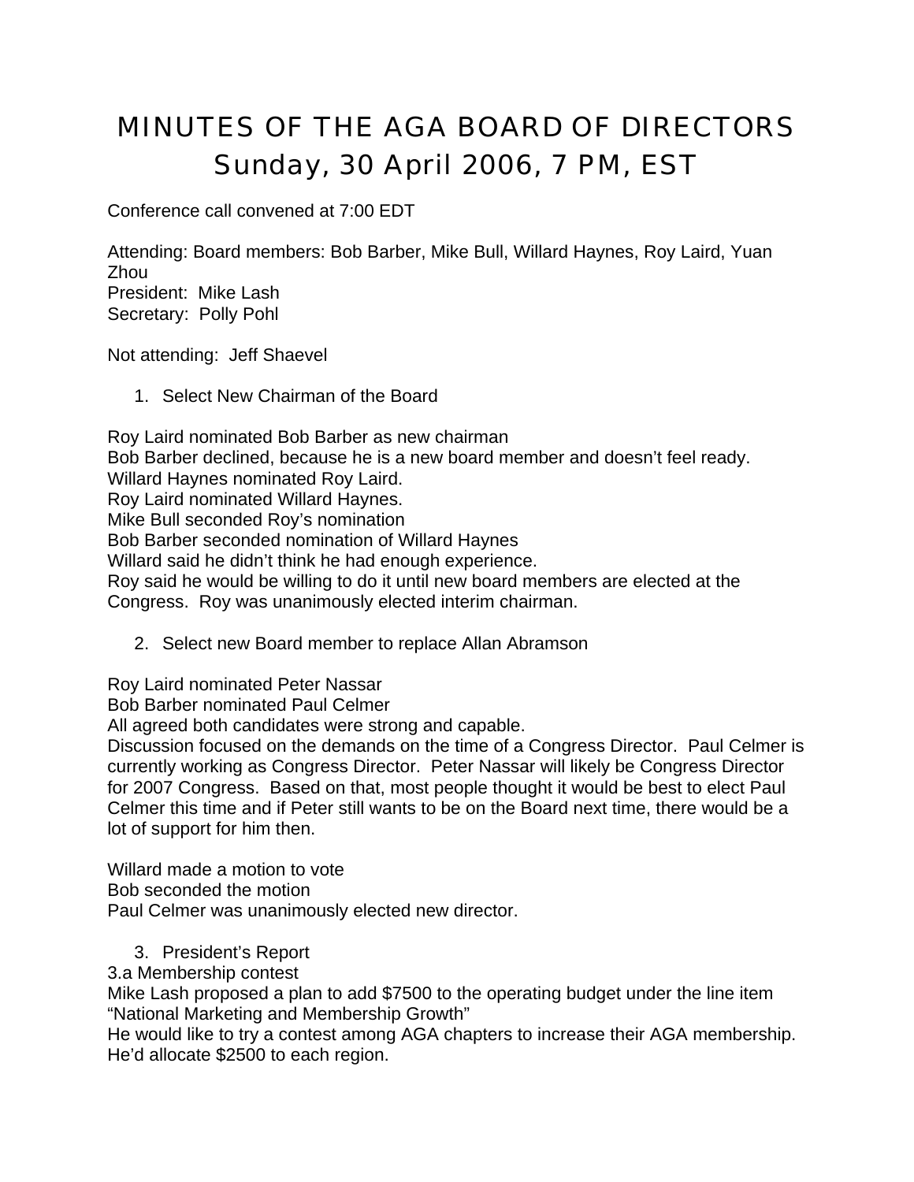# MINUTES OF THE AGA BOARD OF DIRECTORS
# Sunday, 30 April 2006, 7 PM, EST

Conference call convened at 7:00 EDT

Attending: Board members: Bob Barber, Mike Bull, Willard Haynes, Roy Laird, Yuan Zhou
President: Mike Lash
Secretary: Polly Pohl

Not attending: Jeff Shaevel

1. Select New Chairman of the Board

Roy Laird nominated Bob Barber as new chairman
Bob Barber declined, because he is a new board member and doesn't feel ready.
Willard Haynes nominated Roy Laird.
Roy Laird nominated Willard Haynes.
Mike Bull seconded Roy's nomination
Bob Barber seconded nomination of Willard Haynes
Willard said he didn't think he had enough experience.
Roy said he would be willing to do it until new board members are elected at the Congress. Roy was unanimously elected interim chairman.

2. Select new Board member to replace Allan Abramson

Roy Laird nominated Peter Nassar
Bob Barber nominated Paul Celmer
All agreed both candidates were strong and capable.
Discussion focused on the demands on the time of a Congress Director. Paul Celmer is currently working as Congress Director. Peter Nassar will likely be Congress Director for 2007 Congress. Based on that, most people thought it would be best to elect Paul Celmer this time and if Peter still wants to be on the Board next time, there would be a lot of support for him then.

Willard made a motion to vote
Bob seconded the motion
Paul Celmer was unanimously elected new director.

3. President's Report

3.a Membership contest
Mike Lash proposed a plan to add $7500 to the operating budget under the line item "National Marketing and Membership Growth"
He would like to try a contest among AGA chapters to increase their AGA membership. He'd allocate $2500 to each region.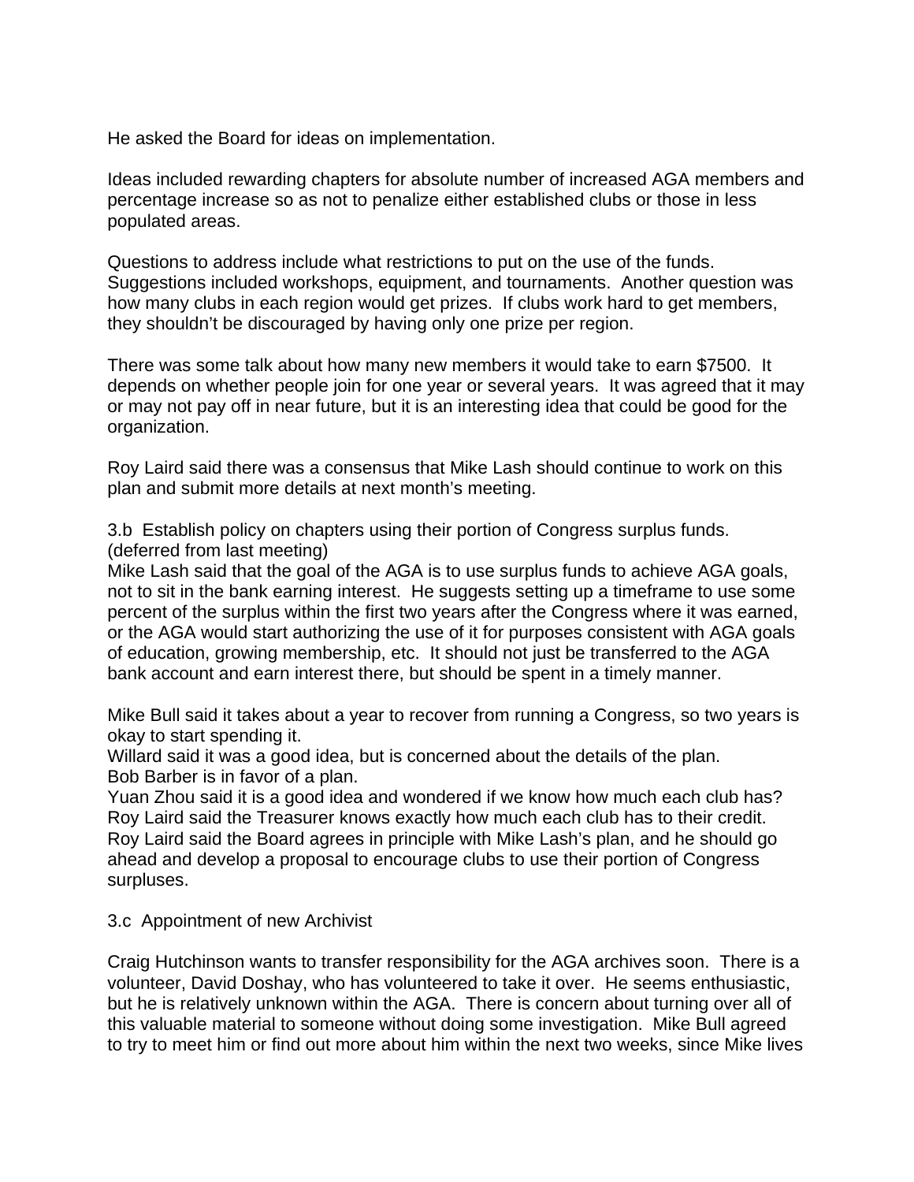He asked the Board for ideas on implementation.

Ideas included rewarding chapters for absolute number of increased AGA members and percentage increase so as not to penalize either established clubs or those in less populated areas.

Questions to address include what restrictions to put on the use of the funds. Suggestions included workshops, equipment, and tournaments. Another question was how many clubs in each region would get prizes. If clubs work hard to get members, they shouldn't be discouraged by having only one prize per region.

There was some talk about how many new members it would take to earn $7500. It depends on whether people join for one year or several years. It was agreed that it may or may not pay off in near future, but it is an interesting idea that could be good for the organization.

Roy Laird said there was a consensus that Mike Lash should continue to work on this plan and submit more details at next month's meeting.

3.b Establish policy on chapters using their portion of Congress surplus funds. (deferred from last meeting)
Mike Lash said that the goal of the AGA is to use surplus funds to achieve AGA goals, not to sit in the bank earning interest. He suggests setting up a timeframe to use some percent of the surplus within the first two years after the Congress where it was earned, or the AGA would start authorizing the use of it for purposes consistent with AGA goals of education, growing membership, etc. It should not just be transferred to the AGA bank account and earn interest there, but should be spent in a timely manner.

Mike Bull said it takes about a year to recover from running a Congress, so two years is okay to start spending it.
Willard said it was a good idea, but is concerned about the details of the plan.
Bob Barber is in favor of a plan.
Yuan Zhou said it is a good idea and wondered if we know how much each club has?
Roy Laird said the Treasurer knows exactly how much each club has to their credit.
Roy Laird said the Board agrees in principle with Mike Lash's plan, and he should go ahead and develop a proposal to encourage clubs to use their portion of Congress surpluses.

3.c Appointment of new Archivist

Craig Hutchinson wants to transfer responsibility for the AGA archives soon. There is a volunteer, David Doshay, who has volunteered to take it over. He seems enthusiastic, but he is relatively unknown within the AGA. There is concern about turning over all of this valuable material to someone without doing some investigation. Mike Bull agreed to try to meet him or find out more about him within the next two weeks, since Mike lives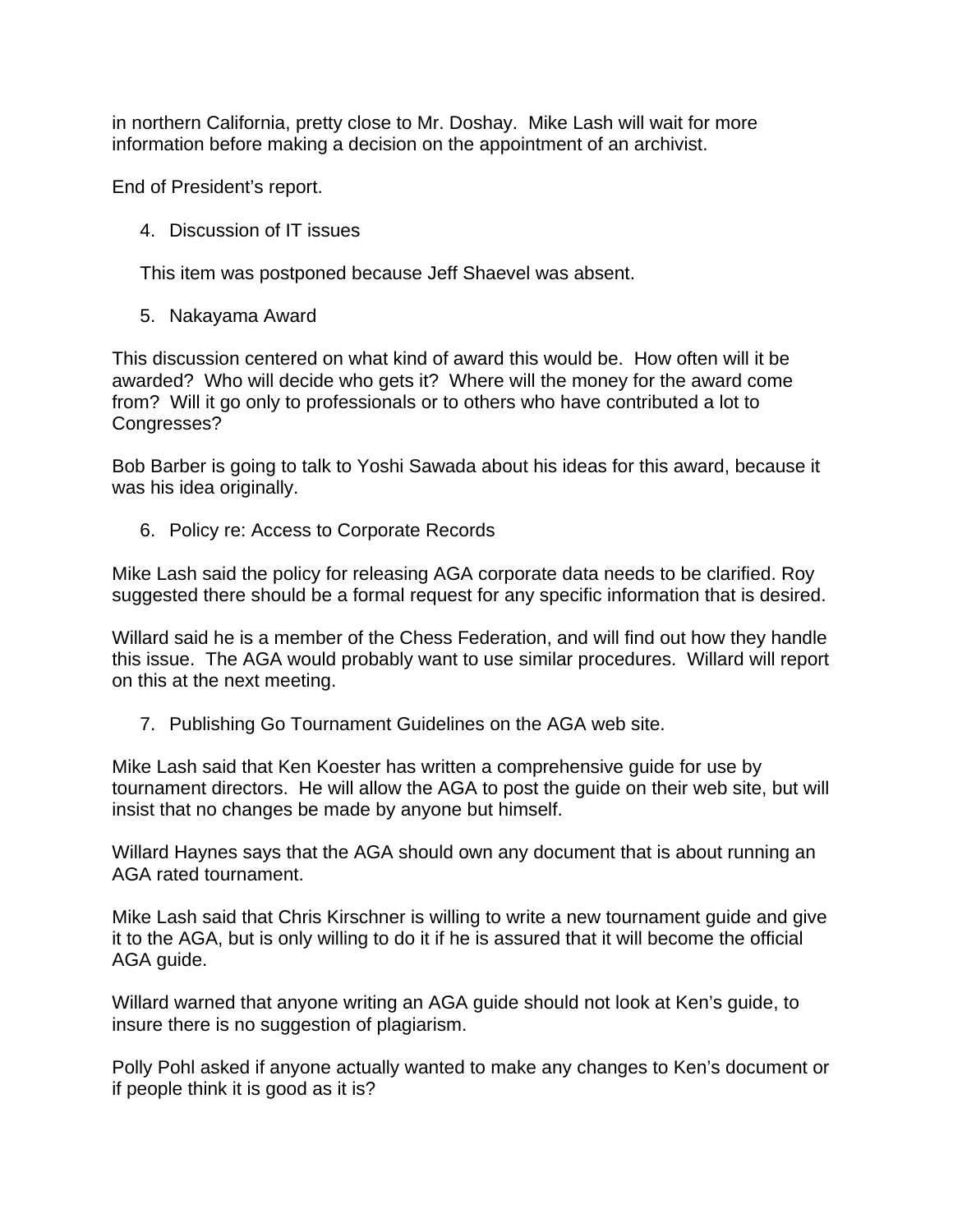in northern California, pretty close to Mr. Doshay.  Mike Lash will wait for more information before making a decision on the appointment of an archivist.

End of President's report.

4. Discussion of IT issues

   This item was postponed because Jeff Shaevel was absent.

5. Nakayama Award

This discussion centered on what kind of award this would be.  How often will it be awarded?  Who will decide who gets it?  Where will the money for the award come from?  Will it go only to professionals or to others who have contributed a lot to Congresses?

Bob Barber is going to talk to Yoshi Sawada about his ideas for this award, because it was his idea originally.

6. Policy re: Access to Corporate Records

Mike Lash said the policy for releasing AGA corporate data needs to be clarified. Roy suggested there should be a formal request for any specific information that is desired.

Willard said he is a member of the Chess Federation, and will find out how they handle this issue.  The AGA would probably want to use similar procedures.  Willard will report on this at the next meeting.

7. Publishing Go Tournament Guidelines on the AGA web site.

Mike Lash said that Ken Koester has written a comprehensive guide for use by tournament directors.  He will allow the AGA to post the guide on their web site, but will insist that no changes be made by anyone but himself.

Willard Haynes says that the AGA should own any document that is about running an AGA rated tournament.

Mike Lash said that Chris Kirschner is willing to write a new tournament guide and give it to the AGA, but is only willing to do it if he is assured that it will become the official AGA guide.

Willard warned that anyone writing an AGA guide should not look at Ken's guide, to insure there is no suggestion of plagiarism.

Polly Pohl asked if anyone actually wanted to make any changes to Ken's document or if people think it is good as it is?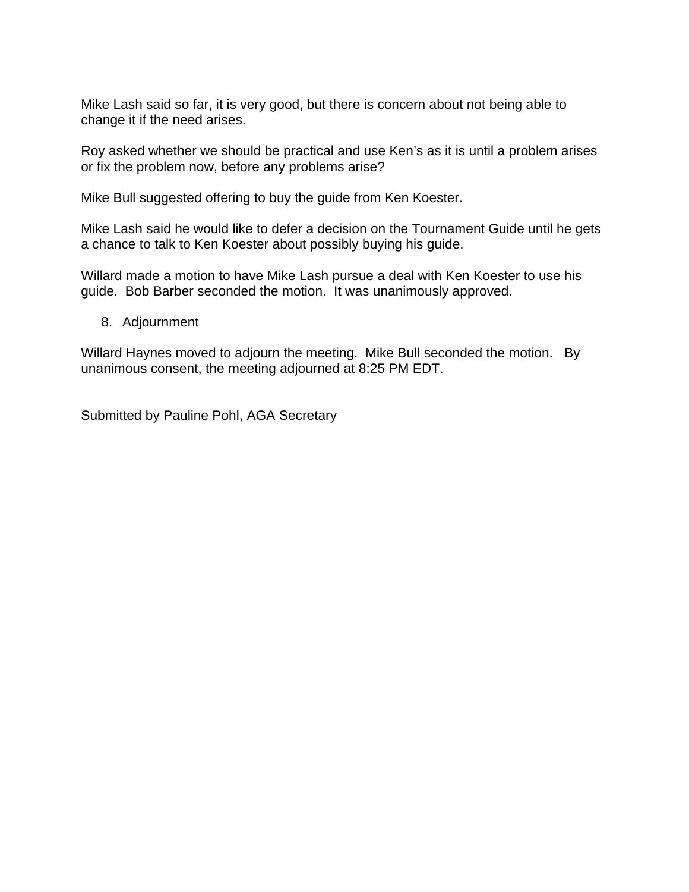Mike Lash said so far, it is very good, but there is concern about not being able to change it if the need arises.

Roy asked whether we should be practical and use Ken's as it is until a problem arises or fix the problem now, before any problems arise?

Mike Bull suggested offering to buy the guide from Ken Koester.

Mike Lash said he would like to defer a decision on the Tournament Guide until he gets a chance to talk to Ken Koester about possibly buying his guide.

Willard made a motion to have Mike Lash pursue a deal with Ken Koester to use his guide. Bob Barber seconded the motion. It was unanimously approved.

8. Adjournment

Willard Haynes moved to adjourn the meeting. Mike Bull seconded the motion. By unanimous consent, the meeting adjourned at 8:25 PM EDT.

Submitted by Pauline Pohl, AGA Secretary